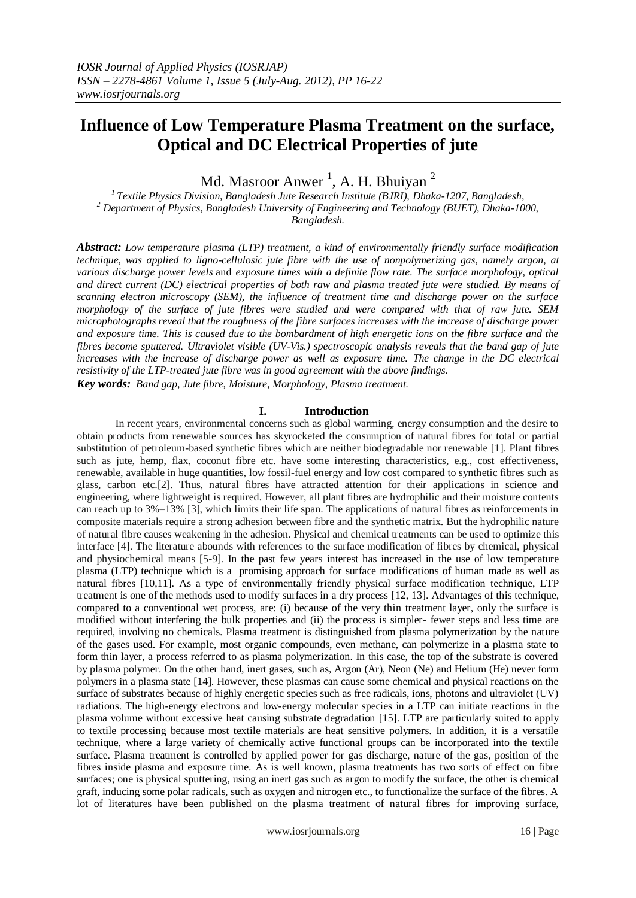# Influence of Low Temperature Plasma Treatment on the surface, Optical and DC Electrical Properties of jute

Md. Masroor Anwer [1], A. H. Bhuiyan [2]

[1] *Textile Physics Division, Bangladesh Jute Research Institute (BJRI), Dhaka-1207, Bangladesh,*
[2] *Department of Physics, Bangladesh University of Engineering and Technology (BUET), Dhaka-1000, Bangladesh.*

***Abstract:*** *Low temperature plasma (LTP) treatment, a kind of environmentally friendly surface modification technique, was applied to ligno-cellulosic jute fibre with the use of nonpolymerizing gas, namely argon, at various discharge power levels and exposure times with a definite flow rate. The surface morphology, optical and direct current (DC) electrical properties of both raw and plasma treated jute were studied. By means of scanning electron microscopy (SEM), the influence of treatment time and discharge power on the surface morphology of the surface of jute fibres were studied and were compared with that of raw jute. SEM microphotographs reveal that the roughness of the fibre surfaces increases with the increase of discharge power and exposure time. This is caused due to the bombardment of high energetic ions on the fibre surface and the fibres become sputtered. Ultraviolet visible (UV-Vis.) spectroscopic analysis reveals that the band gap of jute increases with the increase of discharge power as well as exposure time. The change in the DC electrical resistivity of the LTP-treated jute fibre was in good agreement with the above findings.*

***Key words:*** *Band gap, Jute fibre, Moisture, Morphology, Plasma treatment.*

## I. Introduction

In recent years, environmental concerns such as global warming, energy consumption and the desire to obtain products from renewable sources has skyrocketed the consumption of natural fibres for total or partial substitution of petroleum-based synthetic fibres which are neither biodegradable nor renewable [1]. Plant fibres such as jute, hemp, flax, coconut fibre etc. have some interesting characteristics, e.g., cost effectiveness, renewable, available in huge quantities, low fossil-fuel energy and low cost compared to synthetic fibres such as glass, carbon etc.[2]. Thus, natural fibres have attracted attention for their applications in science and engineering, where lightweight is required. However, all plant fibres are hydrophilic and their moisture contents can reach up to 3%–13% [3], which limits their life span. The applications of natural fibres as reinforcements in composite materials require a strong adhesion between fibre and the synthetic matrix. But the hydrophilic nature of natural fibre causes weakening in the adhesion. Physical and chemical treatments can be used to optimize this interface [4]. The literature abounds with references to the surface modification of fibres by chemical, physical and physiochemical means [5-9]. In the past few years interest has increased in the use of low temperature plasma (LTP) technique which is a promising approach for surface modifications of human made as well as natural fibres [10,11]. As a type of environmentally friendly physical surface modification technique, LTP treatment is one of the methods used to modify surfaces in a dry process [12, 13]. Advantages of this technique, compared to a conventional wet process, are: (i) because of the very thin treatment layer, only the surface is modified without interfering the bulk properties and (ii) the process is simpler- fewer steps and less time are required, involving no chemicals. Plasma treatment is distinguished from plasma polymerization by the nature of the gases used. For example, most organic compounds, even methane, can polymerize in a plasma state to form thin layer, a process referred to as plasma polymerization. In this case, the top of the substrate is covered by plasma polymer. On the other hand, inert gases, such as, Argon (Ar), Neon (Ne) and Helium (He) never form polymers in a plasma state [14]. However, these plasmas can cause some chemical and physical reactions on the surface of substrates because of highly energetic species such as free radicals, ions, photons and ultraviolet (UV) radiations. The high-energy electrons and low-energy molecular species in a LTP can initiate reactions in the plasma volume without excessive heat causing substrate degradation [15]. LTP are particularly suited to apply to textile processing because most textile materials are heat sensitive polymers. In addition, it is a versatile technique, where a large variety of chemically active functional groups can be incorporated into the textile surface. Plasma treatment is controlled by applied power for gas discharge, nature of the gas, position of the fibres inside plasma and exposure time. As is well known, plasma treatments has two sorts of effect on fibre surfaces; one is physical sputtering, using an inert gas such as argon to modify the surface, the other is chemical graft, inducing some polar radicals, such as oxygen and nitrogen etc., to functionalize the surface of the fibres. A lot of literatures have been published on the plasma treatment of natural fibres for improving surface,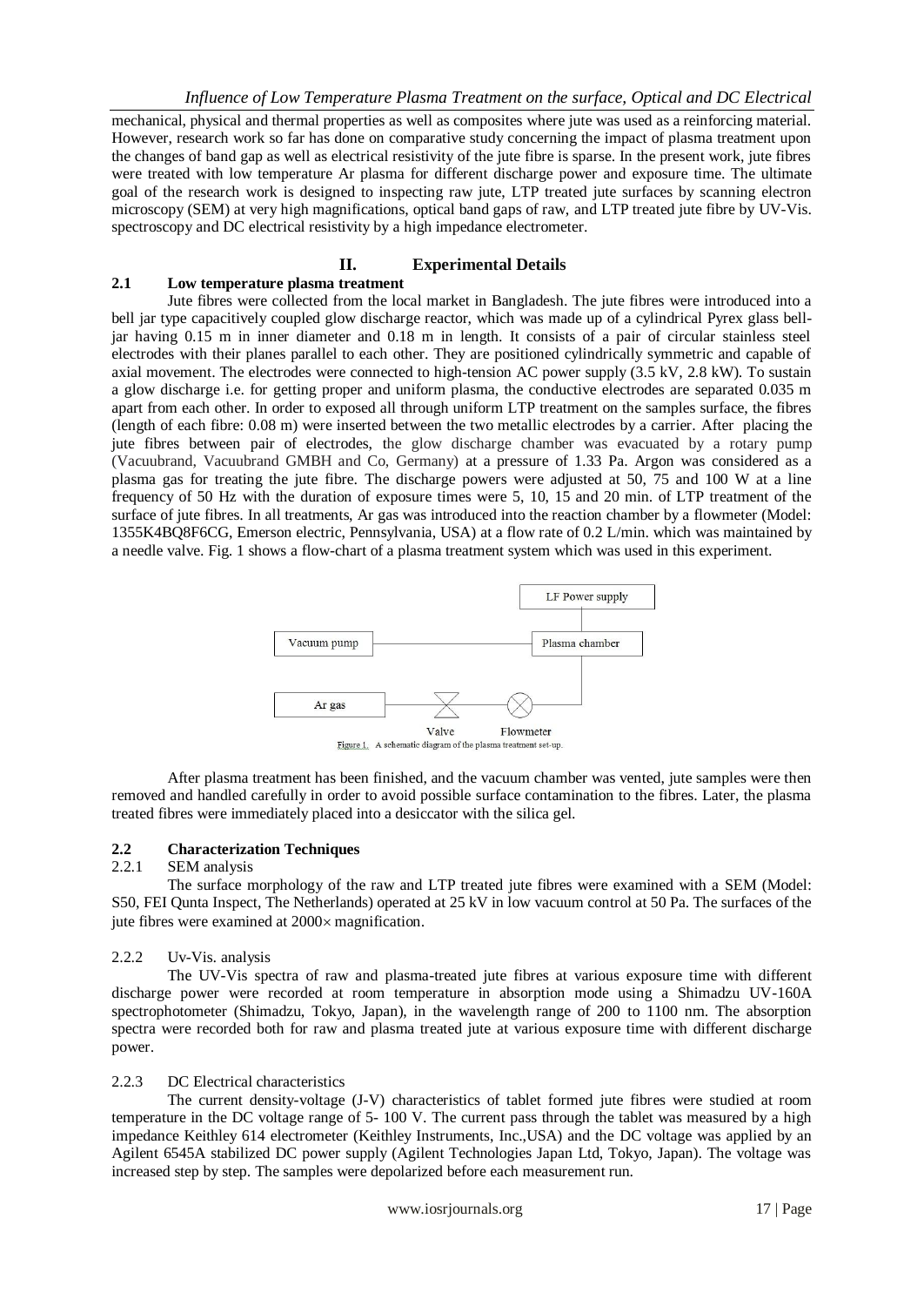mechanical, physical and thermal properties as well as composites where jute was used as a reinforcing material. However, research work so far has done on comparative study concerning the impact of plasma treatment upon the changes of band gap as well as electrical resistivity of the jute fibre is sparse. In the present work, jute fibres were treated with low temperature Ar plasma for different discharge power and exposure time. The ultimate goal of the research work is designed to inspecting raw jute, LTP treated jute surfaces by scanning electron microscopy (SEM) at very high magnifications, optical band gaps of raw, and LTP treated jute fibre by UV-Vis. spectroscopy and DC electrical resistivity by a high impedance electrometer.

## II. Experimental Details

### 2.1 Low temperature plasma treatment

Jute fibres were collected from the local market in Bangladesh. The jute fibres were introduced into a bell jar type capacitively coupled glow discharge reactor, which was made up of a cylindrical Pyrex glass bell-jar having 0.15 m in inner diameter and 0.18 m in length. It consists of a pair of circular stainless steel electrodes with their planes parallel to each other. They are positioned cylindrically symmetric and capable of axial movement. The electrodes were connected to high-tension AC power supply (3.5 kV, 2.8 kW). To sustain a glow discharge i.e. for getting proper and uniform plasma, the conductive electrodes are separated 0.035 m apart from each other. In order to exposed all through uniform LTP treatment on the samples surface, the fibres (length of each fibre: 0.08 m) were inserted between the two metallic electrodes by a carrier. After placing the jute fibres between pair of electrodes, the glow discharge chamber was evacuated by a rotary pump (Vacuubrand, Vacuubrand GMBH and Co, Germany) at a pressure of 1.33 Pa. Argon was considered as a plasma gas for treating the jute fibre. The discharge powers were adjusted at 50, 75 and 100 W at a line frequency of 50 Hz with the duration of exposure times were 5, 10, 15 and 20 min. of LTP treatment of the surface of jute fibres. In all treatments, Ar gas was introduced into the reaction chamber by a flowmeter (Model: 1355K4BQ8F6CG, Emerson electric, Pennsylvania, USA) at a flow rate of 0.2 L/min. which was maintained by a needle valve. Fig. 1 shows a flow-chart of a plasma treatment system which was used in this experiment.

LF Power supply

Vacuum pump — Plasma chamber

Ar gas — Valve — Flowmeter

Figure 1. A schematic diagram of the plasma treatment set-up.

After plasma treatment has been finished, and the vacuum chamber was vented, jute samples were then removed and handled carefully in order to avoid possible surface contamination to the fibres. Later, the plasma treated fibres were immediately placed into a desiccator with the silica gel.

### 2.2 Characterization Techniques

#### 2.2.1 SEM analysis

The surface morphology of the raw and LTP treated jute fibres were examined with a SEM (Model: S50, FEI Qunta Inspect, The Netherlands) operated at 25 kV in low vacuum control at 50 Pa. The surfaces of the jute fibres were examined at 2000× magnification.

#### 2.2.2 Uv-Vis. analysis

The UV-Vis spectra of raw and plasma-treated jute fibres at various exposure time with different discharge power were recorded at room temperature in absorption mode using a Shimadzu UV-160A spectrophotometer (Shimadzu, Tokyo, Japan), in the wavelength range of 200 to 1100 nm. The absorption spectra were recorded both for raw and plasma treated jute at various exposure time with different discharge power.

#### 2.2.3 DC Electrical characteristics

The current density-voltage (J-V) characteristics of tablet formed jute fibres were studied at room temperature in the DC voltage range of 5- 100 V. The current pass through the tablet was measured by a high impedance Keithley 614 electrometer (Keithley Instruments, Inc.,USA) and the DC voltage was applied by an Agilent 6545A stabilized DC power supply (Agilent Technologies Japan Ltd, Tokyo, Japan). The voltage was increased step by step. The samples were depolarized before each measurement run.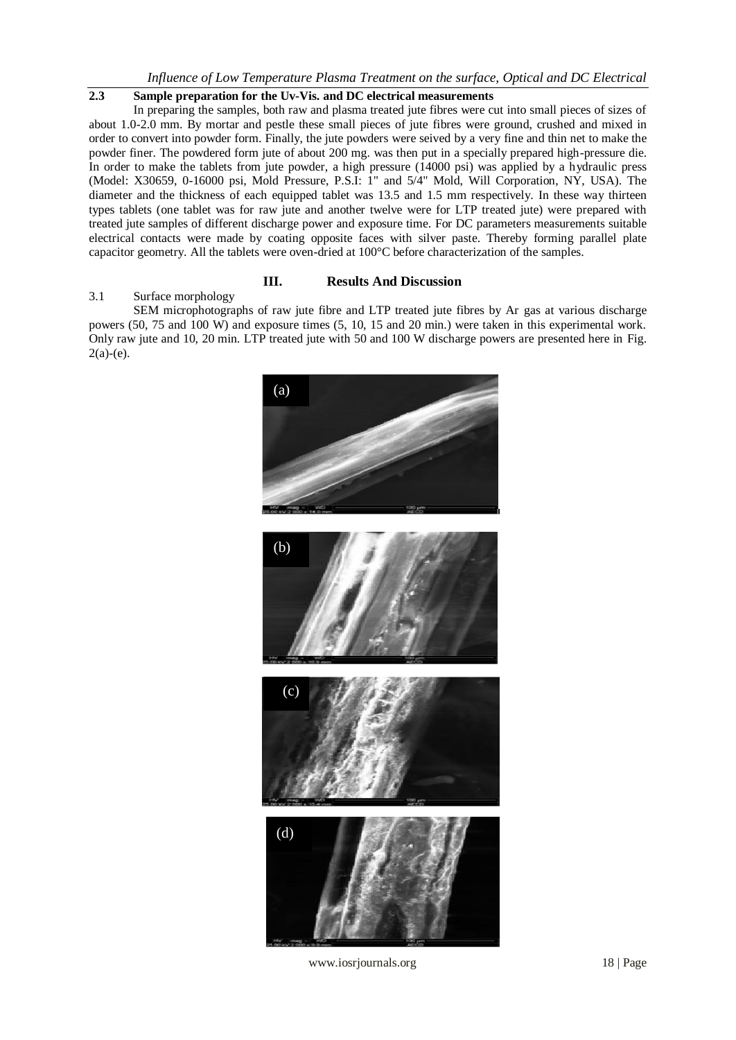## 2.3 Sample preparation for the Uv-Vis. and DC electrical measurements

In preparing the samples, both raw and plasma treated jute fibres were cut into small pieces of sizes of about 1.0-2.0 mm. By mortar and pestle these small pieces of jute fibres were ground, crushed and mixed in order to convert into powder form. Finally, the jute powders were seived by a very fine and thin net to make the powder finer. The powdered form jute of about 200 mg. was then put in a specially prepared high-pressure die. In order to make the tablets from jute powder, a high pressure (14000 psi) was applied by a hydraulic press (Model: X30659, 0-16000 psi, Mold Pressure, P.S.I: 1" and 5/4" Mold, Will Corporation, NY, USA). The diameter and the thickness of each equipped tablet was 13.5 and 1.5 mm respectively. In these way thirteen types tablets (one tablet was for raw jute and another twelve were for LTP treated jute) were prepared with treated jute samples of different discharge power and exposure time. For DC parameters measurements suitable electrical contacts were made by coating opposite faces with silver paste. Thereby forming parallel plate capacitor geometry. All the tablets were oven-dried at 100°C before characterization of the samples.

# III. Results And Discussion

## 3.1 Surface morphology

SEM microphotographs of raw jute fibre and LTP treated jute fibres by Ar gas at various discharge powers (50, 75 and 100 W) and exposure times (5, 10, 15 and 20 min.) were taken in this experimental work. Only raw jute and 10, 20 min. LTP treated jute with 50 and 100 W discharge powers are presented here in Fig. 2(a)-(e).

(a)

(b)

(c)

(d)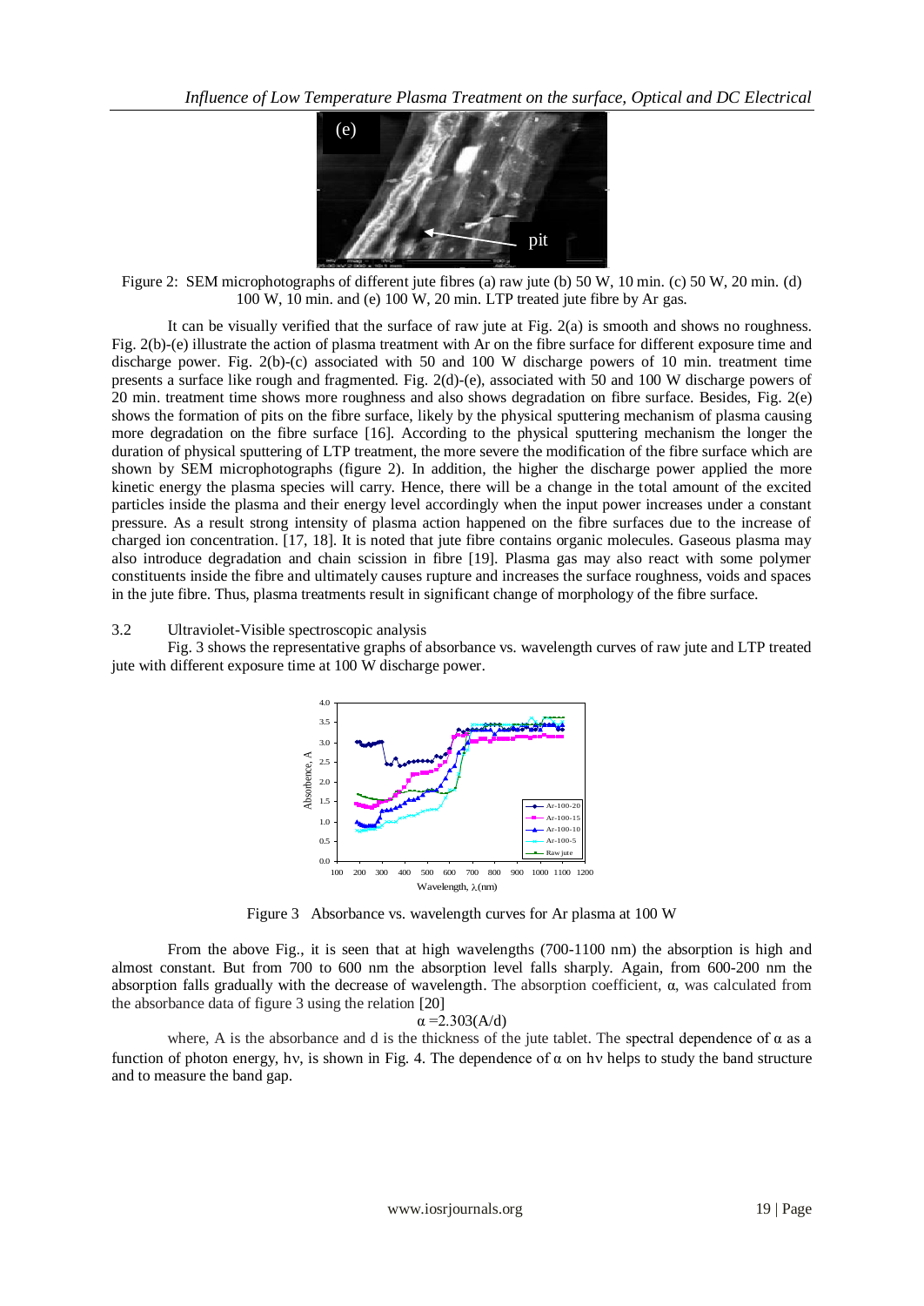Figure 2: SEM microphotographs of different jute fibres (a) raw jute (b) 50 W, 10 min. (c) 50 W, 20 min. (d) 100 W, 10 min. and (e) 100 W, 20 min. LTP treated jute fibre by Ar gas.

It can be visually verified that the surface of raw jute at Fig. 2(a) is smooth and shows no roughness. Fig. 2(b)-(e) illustrate the action of plasma treatment with Ar on the fibre surface for different exposure time and discharge power. Fig. 2(b)-(c) associated with 50 and 100 W discharge powers of 10 min. treatment time presents a surface like rough and fragmented. Fig. 2(d)-(e), associated with 50 and 100 W discharge powers of 20 min. treatment time shows more roughness and also shows degradation on fibre surface. Besides, Fig. 2(e) shows the formation of pits on the fibre surface, likely by the physical sputtering mechanism of plasma causing more degradation on the fibre surface [16]. According to the physical sputtering mechanism the longer the duration of physical sputtering of LTP treatment, the more severe the modification of the fibre surface which are shown by SEM microphotographs (figure 2). In addition, the higher the discharge power applied the more kinetic energy the plasma species will carry. Hence, there will be a change in the total amount of the excited particles inside the plasma and their energy level accordingly when the input power increases under a constant pressure. As a result strong intensity of plasma action happened on the fibre surfaces due to the increase of charged ion concentration. [17, 18]. It is noted that jute fibre contains organic molecules. Gaseous plasma may also introduce degradation and chain scission in fibre [19]. Plasma gas may also react with some polymer constituents inside the fibre and ultimately causes rupture and increases the surface roughness, voids and spaces in the jute fibre. Thus, plasma treatments result in significant change of morphology of the fibre surface.

### 3.2 Ultraviolet-Visible spectroscopic analysis

Fig. 3 shows the representative graphs of absorbance vs. wavelength curves of raw jute and LTP treated jute with different exposure time at 100 W discharge power.

Figure 3 Absorbance vs. wavelength curves for Ar plasma at 100 W

From the above Fig., it is seen that at high wavelengths (700-1100 nm) the absorption is high and almost constant. But from 700 to 600 nm the absorption level falls sharply. Again, from 600-200 nm the absorption falls gradually with the decrease of wavelength. The absorption coefficient, $\alpha$, was calculated from the absorbance data of figure 3 using the relation [20]

$$\alpha = 2.303(A/d)$$

where, A is the absorbance and d is the thickness of the jute tablet. The spectral dependence of $\alpha$ as a function of photon energy, $h\nu$, is shown in Fig. 4. The dependence of $\alpha$ on $h\nu$ helps to study the band structure and to measure the band gap.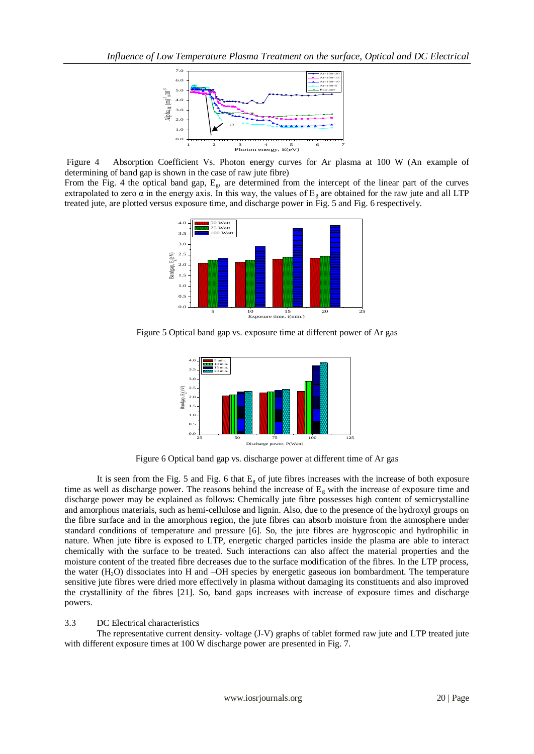Figure 4 Absorption Coefficient Vs. Photon energy curves for Ar plasma at 100 W (An example of determining of band gap is shown in the case of raw jute fibre)

From the Fig. 4 the optical band gap, $E_g$, are determined from the intercept of the linear part of the curves extrapolated to zero $\alpha$ in the energy axis. In this way, the values of $E_g$ are obtained for the raw jute and all LTP treated jute, are plotted versus exposure time, and discharge power in Fig. 5 and Fig. 6 respectively.

Figure 5 Optical band gap vs. exposure time at different power of Ar gas

Figure 6 Optical band gap vs. discharge power at different time of Ar gas

It is seen from the Fig. 5 and Fig. 6 that $E_g$ of jute fibres increases with the increase of both exposure time as well as discharge power. The reasons behind the increase of $E_g$ with the increase of exposure time and discharge power may be explained as follows: Chemically jute fibre possesses high content of semicrystalline and amorphous materials, such as hemi-cellulose and lignin. Also, due to the presence of the hydroxyl groups on the fibre surface and in the amorphous region, the jute fibres can absorb moisture from the atmosphere under standard conditions of temperature and pressure [6]. So, the jute fibres are hygroscopic and hydrophilic in nature. When jute fibre is exposed to LTP, energetic charged particles inside the plasma are able to interact chemically with the surface to be treated. Such interactions can also affect the material properties and the moisture content of the treated fibre decreases due to the surface modification of the fibres. In the LTP process, the water ($H_2O$) dissociates into H and –OH species by energetic gaseous ion bombardment. The temperature sensitive jute fibres were dried more effectively in plasma without damaging its constituents and also improved the crystallinity of the fibres [21]. So, band gaps increases with increase of exposure times and discharge powers.

### 3.3 DC Electrical characteristics

The representative current density- voltage (J-V) graphs of tablet formed raw jute and LTP treated jute with different exposure times at 100 W discharge power are presented in Fig. 7.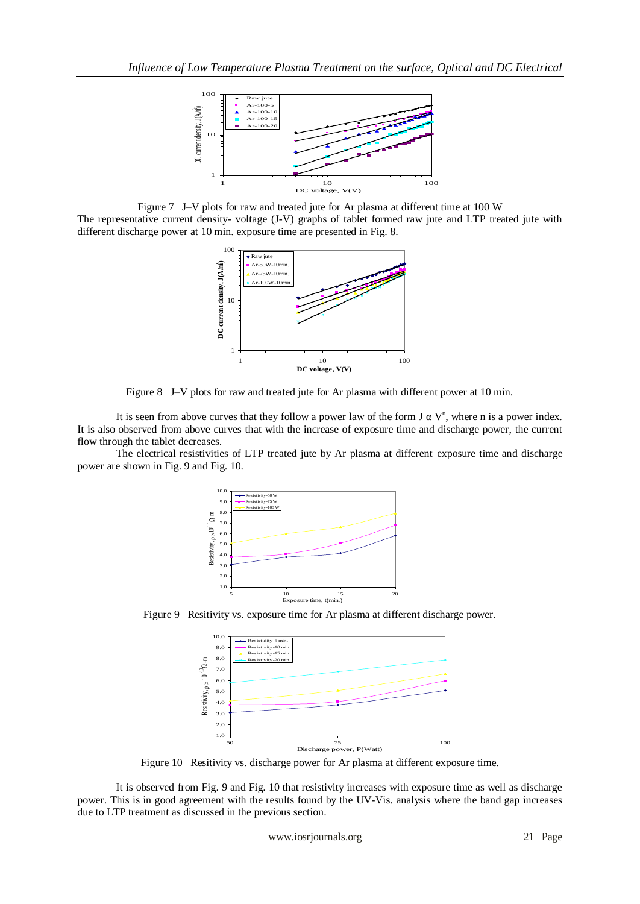Figure 7 J–V plots for raw and treated jute for Ar plasma at different time at 100 W

The representative current density- voltage (J-V) graphs of tablet formed raw jute and LTP treated jute with different discharge power at 10 min. exposure time are presented in Fig. 8.

Figure 8 J–V plots for raw and treated jute for Ar plasma with different power at 10 min.

It is seen from above curves that they follow a power law of the form $J \alpha V^n$, where n is a power index. It is also observed from above curves that with the increase of exposure time and discharge power, the current flow through the tablet decreases.

The electrical resistivities of LTP treated jute by Ar plasma at different exposure time and discharge power are shown in Fig. 9 and Fig. 10.

Figure 9 Resitivity vs. exposure time for Ar plasma at different discharge power.

Figure 10 Resitivity vs. discharge power for Ar plasma at different exposure time.

It is observed from Fig. 9 and Fig. 10 that resistivity increases with exposure time as well as discharge power. This is in good agreement with the results found by the UV-Vis. analysis where the band gap increases due to LTP treatment as discussed in the previous section.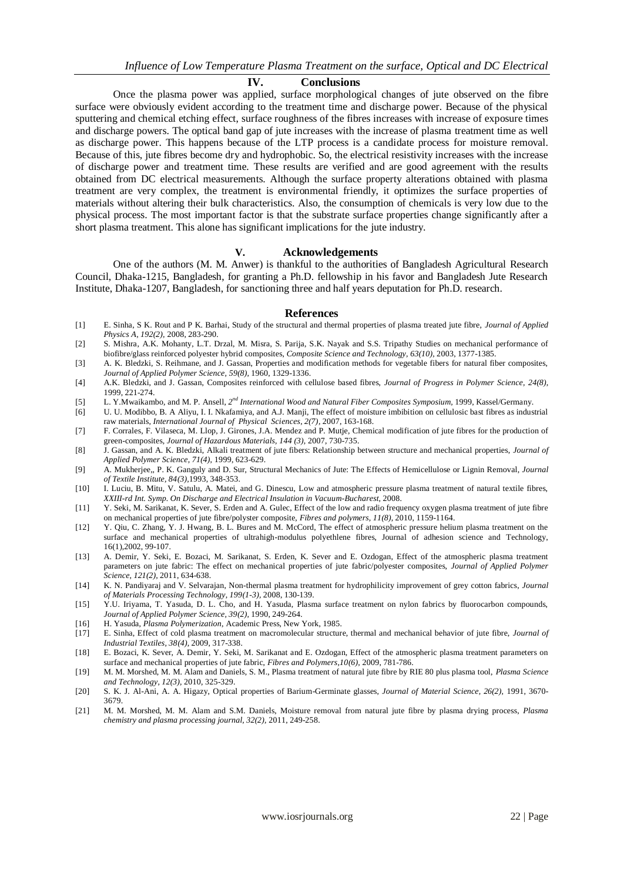## IV. Conclusions

Once the plasma power was applied, surface morphological changes of jute observed on the fibre surface were obviously evident according to the treatment time and discharge power. Because of the physical sputtering and chemical etching effect, surface roughness of the fibres increases with increase of exposure times and discharge powers. The optical band gap of jute increases with the increase of plasma treatment time as well as discharge power. This happens because of the LTP process is a candidate process for moisture removal. Because of this, jute fibres become dry and hydrophobic. So, the electrical resistivity increases with the increase of discharge power and treatment time. These results are verified and are good agreement with the results obtained from DC electrical measurements. Although the surface property alterations obtained with plasma treatment are very complex, the treatment is environmental friendly, it optimizes the surface properties of materials without altering their bulk characteristics. Also, the consumption of chemicals is very low due to the physical process. The most important factor is that the substrate surface properties change significantly after a short plasma treatment. This alone has significant implications for the jute industry.

## V. Acknowledgements

One of the authors (M. M. Anwer) is thankful to the authorities of Bangladesh Agricultural Research Council, Dhaka-1215, Bangladesh, for granting a Ph.D. fellowship in his favor and Bangladesh Jute Research Institute, Dhaka-1207, Bangladesh, for sanctioning three and half years deputation for Ph.D. research.

## References

[1] E. Sinha, S K. Rout and P K. Barhai, Study of the structural and thermal properties of plasma treated jute fibre, *Journal of Applied Physics A, 192(2),* 2008, 283-290.

[2] S. Mishra, A.K. Mohanty, L.T. Drzal, M. Misra, S. Parija, S.K. Nayak and S.S. Tripathy Studies on mechanical performance of biofibre/glass reinforced polyester hybrid composites, *Composite Science and Technology, 63(10),* 2003, 1377-1385.

[3] A. K. Bledzki, S. Reihmane, and J. Gassan, Properties and modification methods for vegetable fibers for natural fiber composites, *Journal of Applied Polymer Science, 59(8),* 1960, 1329-1336.

[4] A.K. Bledzki, and J. Gassan, Composites reinforced with cellulose based fibres, *Journal of Progress in Polymer Science, 24(8),* 1999, 221-274.

[5] L. Y.Mwaikambo, and M. P. Ansell, *2nd International Wood and Natural Fiber Composites Symposium,* 1999, Kassel/Germany.

[6] U. U. Modibbo, B. A Aliyu, I. I. Nkafamiya, and A.J. Manji, The effect of moisture imbibition on cellulosic bast fibres as industrial raw materials, *International Journal of Physical Sciences, 2(7),* 2007, 163-168.

[7] F. Corrales, F. Vilaseca, M. Llop, J. Girones, J.A. Mendez and P. Mutje, Chemical modification of jute fibres for the production of green-composites, *Journal of Hazardous Materials, 144 (3),* 2007, 730-735.

[8] J. Gassan, and A. K. Bledzki, Alkali treatment of jute fibers: Relationship between structure and mechanical properties, *Journal of Applied Polymer Science, 71(4),* 1999, 623-629.

[9] A. Mukherjee,, P. K. Ganguly and D. Sur, Structural Mechanics of Jute: The Effects of Hemicellulose or Lignin Removal, *Journal of Textile Institute, 84(3),*1993, 348-353.

[10] I. Luciu, B. Mitu, V. Satulu, A. Matei, and G. Dinescu, Low and atmospheric pressure plasma treatment of natural textile fibres, *XXIII-rd Int. Symp. On Discharge and Electrical Insulation in Vacuum-Bucharest,* 2008.

[11] Y. Seki, M. Sarikanat, K. Sever, S. Erden and A. Gulec, Effect of the low and radio frequency oxygen plasma treatment of jute fibre on mechanical properties of jute fibre/polyster composite, *Fibres and polymers, 11(8),* 2010, 1159-1164.

[12] Y. Qiu, C. Zhang, Y. J. Hwang, B. L. Bures and M. McCord, The effect of atmospheric pressure helium plasma treatment on the surface and mechanical properties of ultrahigh-modulus polyethlene fibres, Journal of adhesion science and Technology, 16(1),2002, 99-107.

[13] A. Demir, Y. Seki, E. Bozaci, M. Sarikanat, S. Erden, K. Sever and E. Ozdogan, Effect of the atmospheric plasma treatment parameters on jute fabric: The effect on mechanical properties of jute fabric/polyester composites, *Journal of Applied Polymer Science, 121(2),* 2011, 634-638.

[14] K. N. Pandiyaraj and V. Selvarajan, Non-thermal plasma treatment for hydrophilicity improvement of grey cotton fabrics, *Journal of Materials Processing Technology, 199(1-3),* 2008, 130-139.

[15] Y.U. Iriyama, T. Yasuda, D. L. Cho, and H. Yasuda, Plasma surface treatment on nylon fabrics by fluorocarbon compounds, *Journal of Applied Polymer Science, 39(2),* 1990, 249-264.

[16] H. Yasuda, *Plasma Polymerization,* Academic Press, New York, 1985.

[17] E. Sinha, Effect of cold plasma treatment on macromolecular structure, thermal and mechanical behavior of jute fibre, *Journal of Industrial Textiles, 38(4),* 2009, 317-338.

[18] E. Bozaci, K. Sever, A. Demir, Y. Seki, M. Sarikanat and E. Ozdogan, Effect of the atmospheric plasma treatment parameters on surface and mechanical properties of jute fabric, *Fibres and Polymers,10(6),* 2009, 781-786.

[19] M. M. Morshed, M. M. Alam and Daniels, S. M., Plasma treatment of natural jute fibre by RIE 80 plus plasma tool, *Plasma Science and Technology, 12(3),* 2010, 325-329.

[20] S. K. J. Al-Ani, A. A. Higazy, Optical properties of Barium-Germinate glasses, *Journal of Material Science, 26(2),* 1991, 3670-3679.

[21] M. M. Morshed, M. M. Alam and S.M. Daniels, Moisture removal from natural jute fibre by plasma drying process, *Plasma chemistry and plasma processing journal, 32(2),* 2011, 249-258.